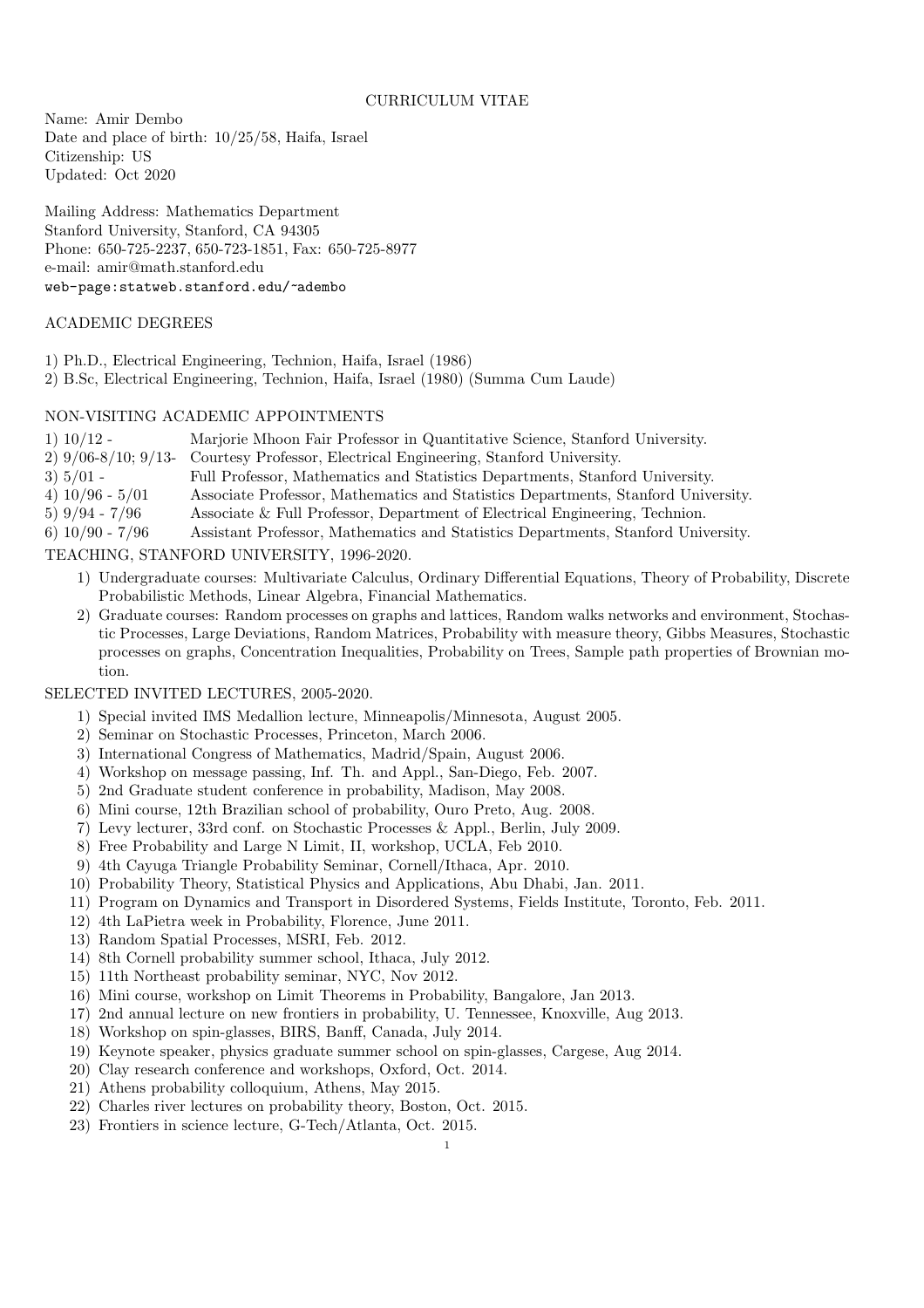# CURRICULUM VITAE

Name: Amir Dembo
Date and place of birth: 10/25/58, Haifa, Israel
Citizenship: US
Updated: Oct 2020

Mailing Address: Mathematics Department
Stanford University, Stanford, CA 94305
Phone: 650-725-2237, 650-723-1851, Fax: 650-725-8977
e-mail: amir@math.stanford.edu
web-page:statweb.stanford.edu/~adembo

## ACADEMIC DEGREES

1) Ph.D., Electrical Engineering, Technion, Haifa, Israel (1986)
2) B.Sc, Electrical Engineering, Technion, Haifa, Israel (1980) (Summa Cum Laude)

## NON-VISITING ACADEMIC APPOINTMENTS

1) 10/12 - Marjorie Mhoon Fair Professor in Quantitative Science, Stanford University.
2) 9/06-8/10; 9/13- Courtesy Professor, Electrical Engineering, Stanford University.
3) 5/01 - Full Professor, Mathematics and Statistics Departments, Stanford University.
4) 10/96 - 5/01 Associate Professor, Mathematics and Statistics Departments, Stanford University.
5) 9/94 - 7/96 Associate & Full Professor, Department of Electrical Engineering, Technion.
6) 10/90 - 7/96 Assistant Professor, Mathematics and Statistics Departments, Stanford University.

## TEACHING, STANFORD UNIVERSITY, 1996-2020.

1) Undergraduate courses: Multivariate Calculus, Ordinary Differential Equations, Theory of Probability, Discrete Probabilistic Methods, Linear Algebra, Financial Mathematics.
2) Graduate courses: Random processes on graphs and lattices, Random walks networks and environment, Stochastic Processes, Large Deviations, Random Matrices, Probability with measure theory, Gibbs Measures, Stochastic processes on graphs, Concentration Inequalities, Probability on Trees, Sample path properties of Brownian motion.

## SELECTED INVITED LECTURES, 2005-2020.

1) Special invited IMS Medallion lecture, Minneapolis/Minnesota, August 2005.
2) Seminar on Stochastic Processes, Princeton, March 2006.
3) International Congress of Mathematics, Madrid/Spain, August 2006.
4) Workshop on message passing, Inf. Th. and Appl., San-Diego, Feb. 2007.
5) 2nd Graduate student conference in probability, Madison, May 2008.
6) Mini course, 12th Brazilian school of probability, Ouro Preto, Aug. 2008.
7) Levy lecturer, 33rd conf. on Stochastic Processes & Appl., Berlin, July 2009.
8) Free Probability and Large N Limit, II, workshop, UCLA, Feb 2010.
9) 4th Cayuga Triangle Probability Seminar, Cornell/Ithaca, Apr. 2010.
10) Probability Theory, Statistical Physics and Applications, Abu Dhabi, Jan. 2011.
11) Program on Dynamics and Transport in Disordered Systems, Fields Institute, Toronto, Feb. 2011.
12) 4th LaPietra week in Probability, Florence, June 2011.
13) Random Spatial Processes, MSRI, Feb. 2012.
14) 8th Cornell probability summer school, Ithaca, July 2012.
15) 11th Northeast probability seminar, NYC, Nov 2012.
16) Mini course, workshop on Limit Theorems in Probability, Bangalore, Jan 2013.
17) 2nd annual lecture on new frontiers in probability, U. Tennessee, Knoxville, Aug 2013.
18) Workshop on spin-glasses, BIRS, Banff, Canada, July 2014.
19) Keynote speaker, physics graduate summer school on spin-glasses, Cargese, Aug 2014.
20) Clay research conference and workshops, Oxford, Oct. 2014.
21) Athens probability colloquium, Athens, May 2015.
22) Charles river lectures on probability theory, Boston, Oct. 2015.
23) Frontiers in science lecture, G-Tech/Atlanta, Oct. 2015.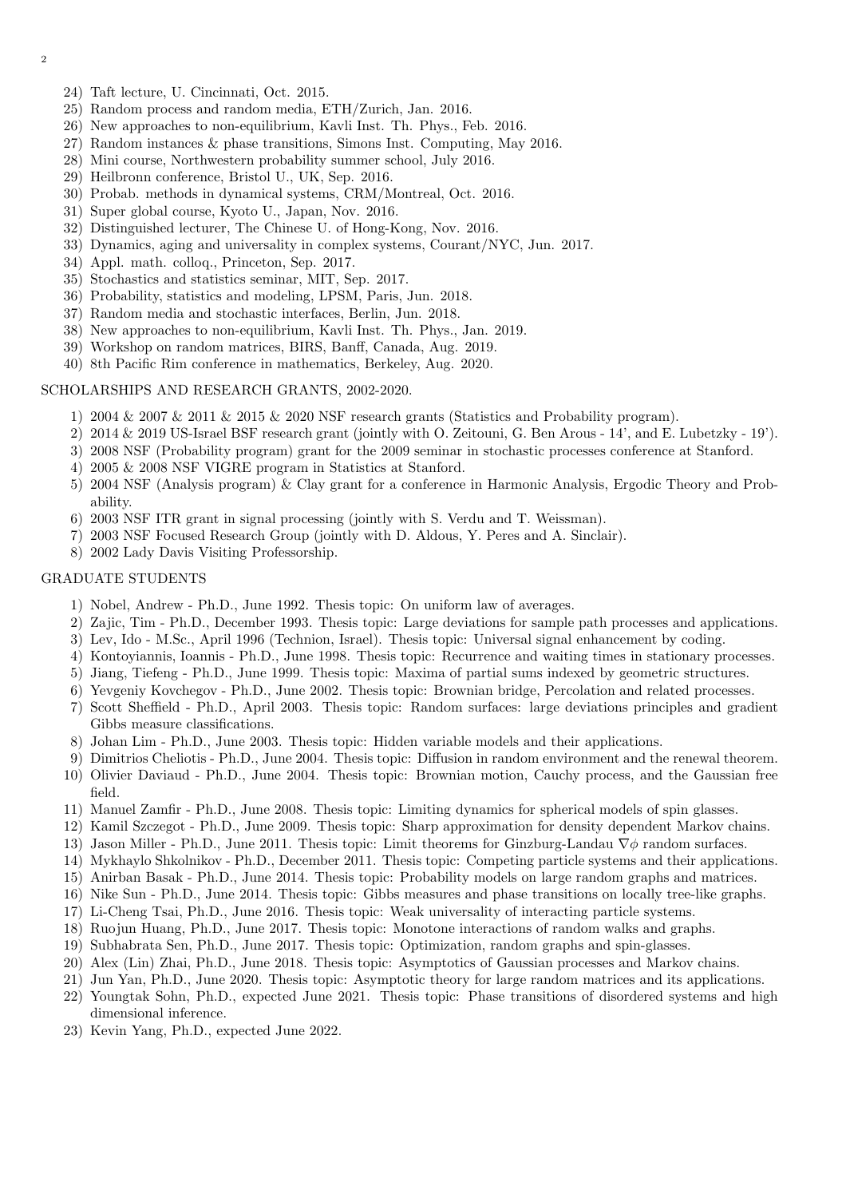24) Taft lecture, U. Cincinnati, Oct. 2015.
25) Random process and random media, ETH/Zurich, Jan. 2016.
26) New approaches to non-equilibrium, Kavli Inst. Th. Phys., Feb. 2016.
27) Random instances & phase transitions, Simons Inst. Computing, May 2016.
28) Mini course, Northwestern probability summer school, July 2016.
29) Heilbronn conference, Bristol U., UK, Sep. 2016.
30) Probab. methods in dynamical systems, CRM/Montreal, Oct. 2016.
31) Super global course, Kyoto U., Japan, Nov. 2016.
32) Distinguished lecturer, The Chinese U. of Hong-Kong, Nov. 2016.
33) Dynamics, aging and universality in complex systems, Courant/NYC, Jun. 2017.
34) Appl. math. colloq., Princeton, Sep. 2017.
35) Stochastics and statistics seminar, MIT, Sep. 2017.
36) Probability, statistics and modeling, LPSM, Paris, Jun. 2018.
37) Random media and stochastic interfaces, Berlin, Jun. 2018.
38) New approaches to non-equilibrium, Kavli Inst. Th. Phys., Jan. 2019.
39) Workshop on random matrices, BIRS, Banff, Canada, Aug. 2019.
40) 8th Pacific Rim conference in mathematics, Berkeley, Aug. 2020.

SCHOLARSHIPS AND RESEARCH GRANTS, 2002-2020.

1) 2004 & 2007 & 2011 & 2015 & 2020 NSF research grants (Statistics and Probability program).
2) 2014 & 2019 US-Israel BSF research grant (jointly with O. Zeitouni, G. Ben Arous - 14', and E. Lubetzky - 19').
3) 2008 NSF (Probability program) grant for the 2009 seminar in stochastic processes conference at Stanford.
4) 2005 & 2008 NSF VIGRE program in Statistics at Stanford.
5) 2004 NSF (Analysis program) & Clay grant for a conference in Harmonic Analysis, Ergodic Theory and Probability.
6) 2003 NSF ITR grant in signal processing (jointly with S. Verdu and T. Weissman).
7) 2003 NSF Focused Research Group (jointly with D. Aldous, Y. Peres and A. Sinclair).
8) 2002 Lady Davis Visiting Professorship.

GRADUATE STUDENTS

1) Nobel, Andrew - Ph.D., June 1992. Thesis topic: On uniform law of averages.
2) Zajic, Tim - Ph.D., December 1993. Thesis topic: Large deviations for sample path processes and applications.
3) Lev, Ido - M.Sc., April 1996 (Technion, Israel). Thesis topic: Universal signal enhancement by coding.
4) Kontoyiannis, Ioannis - Ph.D., June 1998. Thesis topic: Recurrence and waiting times in stationary processes.
5) Jiang, Tiefeng - Ph.D., June 1999. Thesis topic: Maxima of partial sums indexed by geometric structures.
6) Yevgeniy Kovchegov - Ph.D., June 2002. Thesis topic: Brownian bridge, Percolation and related processes.
7) Scott Sheffield - Ph.D., April 2003. Thesis topic: Random surfaces: large deviations principles and gradient Gibbs measure classifications.
8) Johan Lim - Ph.D., June 2003. Thesis topic: Hidden variable models and their applications.
9) Dimitrios Cheliotis - Ph.D., June 2004. Thesis topic: Diffusion in random environment and the renewal theorem.
10) Olivier Daviaud - Ph.D., June 2004. Thesis topic: Brownian motion, Cauchy process, and the Gaussian free field.
11) Manuel Zamfir - Ph.D., June 2008. Thesis topic: Limiting dynamics for spherical models of spin glasses.
12) Kamil Szczegot - Ph.D., June 2009. Thesis topic: Sharp approximation for density dependent Markov chains.
13) Jason Miller - Ph.D., June 2011. Thesis topic: Limit theorems for Ginzburg-Landau $\nabla\phi$ random surfaces.
14) Mykhaylo Shkolnikov - Ph.D., December 2011. Thesis topic: Competing particle systems and their applications.
15) Anirban Basak - Ph.D., June 2014. Thesis topic: Probability models on large random graphs and matrices.
16) Nike Sun - Ph.D., June 2014. Thesis topic: Gibbs measures and phase transitions on locally tree-like graphs.
17) Li-Cheng Tsai, Ph.D., June 2016. Thesis topic: Weak universality of interacting particle systems.
18) Ruojun Huang, Ph.D., June 2017. Thesis topic: Monotone interactions of random walks and graphs.
19) Subhabrata Sen, Ph.D., June 2017. Thesis topic: Optimization, random graphs and spin-glasses.
20) Alex (Lin) Zhai, Ph.D., June 2018. Thesis topic: Asymptotics of Gaussian processes and Markov chains.
21) Jun Yan, Ph.D., June 2020. Thesis topic: Asymptotic theory for large random matrices and its applications.
22) Youngtak Sohn, Ph.D., expected June 2021. Thesis topic: Phase transitions of disordered systems and high dimensional inference.
23) Kevin Yang, Ph.D., expected June 2022.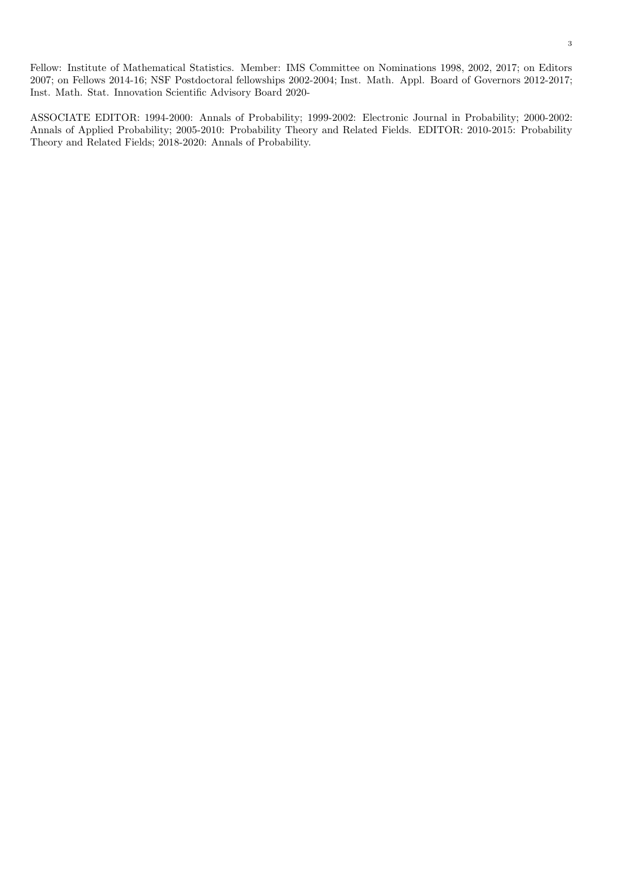Fellow: Institute of Mathematical Statistics. Member: IMS Committee on Nominations 1998, 2002, 2017; on Editors 2007; on Fellows 2014-16; NSF Postdoctoral fellowships 2002-2004; Inst. Math. Appl. Board of Governors 2012-2017; Inst. Math. Stat. Innovation Scientific Advisory Board 2020-

ASSOCIATE EDITOR: 1994-2000: Annals of Probability; 1999-2002: Electronic Journal in Probability; 2000-2002: Annals of Applied Probability; 2005-2010: Probability Theory and Related Fields. EDITOR: 2010-2015: Probability Theory and Related Fields; 2018-2020: Annals of Probability.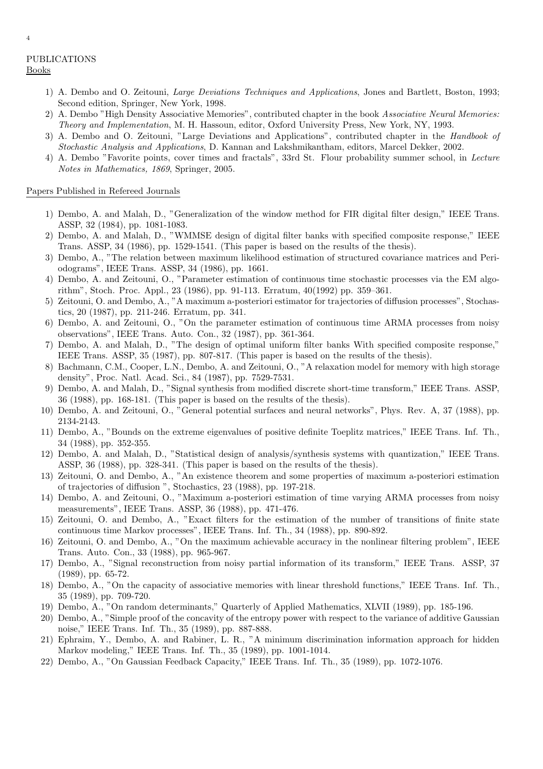PUBLICATIONS

Books

1) A. Dembo and O. Zeitouni, *Large Deviations Techniques and Applications*, Jones and Bartlett, Boston, 1993; Second edition, Springer, New York, 1998.
2) A. Dembo "High Density Associative Memories", contributed chapter in the book *Associative Neural Memories: Theory and Implementation*, M. H. Hassoun, editor, Oxford University Press, New York, NY, 1993.
3) A. Dembo and O. Zeitouni, "Large Deviations and Applications", contributed chapter in the *Handbook of Stochastic Analysis and Applications*, D. Kannan and Lakshmikantham, editors, Marcel Dekker, 2002.
4) A. Dembo "Favorite points, cover times and fractals", 33rd St. Flour probability summer school, in *Lecture Notes in Mathematics, 1869*, Springer, 2005.

Papers Published in Refereed Journals

1) Dembo, A. and Malah, D., "Generalization of the window method for FIR digital filter design," IEEE Trans. ASSP, 32 (1984), pp. 1081-1083.
2) Dembo, A. and Malah, D., "WMMSE design of digital filter banks with specified composite response," IEEE Trans. ASSP, 34 (1986), pp. 1529-1541. (This paper is based on the results of the thesis).
3) Dembo, A., "The relation between maximum likelihood estimation of structured covariance matrices and Periodograms", IEEE Trans. ASSP, 34 (1986), pp. 1661.
4) Dembo, A. and Zeitouni, O., "Parameter estimation of continuous time stochastic processes via the EM algorithm", Stoch. Proc. Appl., 23 (1986), pp. 91-113. Erratum, 40(1992) pp. 359–361.
5) Zeitouni, O. and Dembo, A., "A maximum a-posteriori estimator for trajectories of diffusion processes", Stochastics, 20 (1987), pp. 211-246. Erratum, pp. 341.
6) Dembo, A. and Zeitouni, O., "On the parameter estimation of continuous time ARMA processes from noisy observations", IEEE Trans. Auto. Con., 32 (1987), pp. 361-364.
7) Dembo, A. and Malah, D., "The design of optimal uniform filter banks With specified composite response," IEEE Trans. ASSP, 35 (1987), pp. 807-817. (This paper is based on the results of the thesis).
8) Bachmann, C.M., Cooper, L.N., Dembo, A. and Zeitouni, O., "A relaxation model for memory with high storage density", Proc. Natl. Acad. Sci., 84 (1987), pp. 7529-7531.
9) Dembo, A. and Malah, D., "Signal synthesis from modified discrete short-time transform," IEEE Trans. ASSP, 36 (1988), pp. 168-181. (This paper is based on the results of the thesis).
10) Dembo, A. and Zeitouni, O., "General potential surfaces and neural networks", Phys. Rev. A, 37 (1988), pp. 2134-2143.
11) Dembo, A., "Bounds on the extreme eigenvalues of positive definite Toeplitz matrices," IEEE Trans. Inf. Th., 34 (1988), pp. 352-355.
12) Dembo, A. and Malah, D., "Statistical design of analysis/synthesis systems with quantization," IEEE Trans. ASSP, 36 (1988), pp. 328-341. (This paper is based on the results of the thesis).
13) Zeitouni, O. and Dembo, A., "An existence theorem and some properties of maximum a-posteriori estimation of trajectories of diffusion ", Stochastics, 23 (1988), pp. 197-218.
14) Dembo, A. and Zeitouni, O., "Maximum a-posteriori estimation of time varying ARMA processes from noisy measurements", IEEE Trans. ASSP, 36 (1988), pp. 471-476.
15) Zeitouni, O. and Dembo, A., "Exact filters for the estimation of the number of transitions of finite state continuous time Markov processes", IEEE Trans. Inf. Th., 34 (1988), pp. 890-892.
16) Zeitouni, O. and Dembo, A., "On the maximum achievable accuracy in the nonlinear filtering problem", IEEE Trans. Auto. Con., 33 (1988), pp. 965-967.
17) Dembo, A., "Signal reconstruction from noisy partial information of its transform," IEEE Trans. ASSP, 37 (1989), pp. 65-72.
18) Dembo, A., "On the capacity of associative memories with linear threshold functions," IEEE Trans. Inf. Th., 35 (1989), pp. 709-720.
19) Dembo, A., "On random determinants," Quarterly of Applied Mathematics, XLVII (1989), pp. 185-196.
20) Dembo, A., "Simple proof of the concavity of the entropy power with respect to the variance of additive Gaussian noise," IEEE Trans. Inf. Th., 35 (1989), pp. 887-888.
21) Ephraim, Y., Dembo, A. and Rabiner, L. R., "A minimum discrimination information approach for hidden Markov modeling," IEEE Trans. Inf. Th., 35 (1989), pp. 1001-1014.
22) Dembo, A., "On Gaussian Feedback Capacity," IEEE Trans. Inf. Th., 35 (1989), pp. 1072-1076.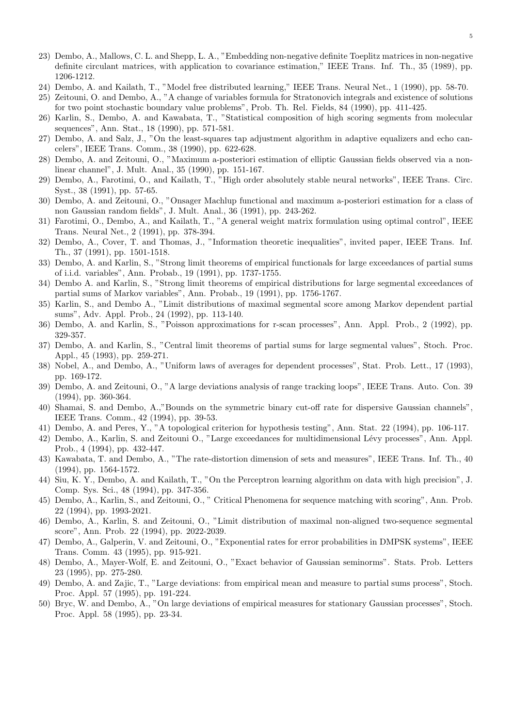23) Dembo, A., Mallows, C. L. and Shepp, L. A., "Embedding non-negative definite Toeplitz matrices in non-negative definite circulant matrices, with application to covariance estimation," IEEE Trans. Inf. Th., 35 (1989), pp. 1206-1212.
24) Dembo, A. and Kailath, T., "Model free distributed learning," IEEE Trans. Neural Net., 1 (1990), pp. 58-70.
25) Zeitouni, O. and Dembo, A., "A change of variables formula for Stratonovich integrals and existence of solutions for two point stochastic boundary value problems", Prob. Th. Rel. Fields, 84 (1990), pp. 411-425.
26) Karlin, S., Dembo, A. and Kawabata, T., "Statistical composition of high scoring segments from molecular sequences", Ann. Stat., 18 (1990), pp. 571-581.
27) Dembo, A. and Salz, J., "On the least-squares tap adjustment algorithm in adaptive equalizers and echo cancelers", IEEE Trans. Comm., 38 (1990), pp. 622-628.
28) Dembo, A. and Zeitouni, O., "Maximum a-posteriori estimation of elliptic Gaussian fields observed via a nonlinear channel", J. Mult. Anal., 35 (1990), pp. 151-167.
29) Dembo, A., Farotimi, O., and Kailath, T., "High order absolutely stable neural networks", IEEE Trans. Circ. Syst., 38 (1991), pp. 57-65.
30) Dembo, A. and Zeitouni, O., "Onsager Machlup functional and maximum a-posteriori estimation for a class of non Gaussian random fields", J. Mult. Anal., 36 (1991), pp. 243-262.
31) Farotimi, O., Dembo, A., and Kailath, T., "A general weight matrix formulation using optimal control", IEEE Trans. Neural Net., 2 (1991), pp. 378-394.
32) Dembo, A., Cover, T. and Thomas, J., "Information theoretic inequalities", invited paper, IEEE Trans. Inf. Th., 37 (1991), pp. 1501-1518.
33) Dembo, A. and Karlin, S., "Strong limit theorems of empirical functionals for large exceedances of partial sums of i.i.d. variables", Ann. Probab., 19 (1991), pp. 1737-1755.
34) Dembo A. and Karlin, S., "Strong limit theorems of empirical distributions for large segmental exceedances of partial sums of Markov variables", Ann. Probab., 19 (1991), pp. 1756-1767.
35) Karlin, S., and Dembo A., "Limit distributions of maximal segmental score among Markov dependent partial sums", Adv. Appl. Prob., 24 (1992), pp. 113-140.
36) Dembo, A. and Karlin, S., "Poisson approximations for r-scan processes", Ann. Appl. Prob., 2 (1992), pp. 329-357.
37) Dembo, A. and Karlin, S., "Central limit theorems of partial sums for large segmental values", Stoch. Proc. Appl., 45 (1993), pp. 259-271.
38) Nobel, A., and Dembo, A., "Uniform laws of averages for dependent processes", Stat. Prob. Lett., 17 (1993), pp. 169-172.
39) Dembo, A. and Zeitouni, O., "A large deviations analysis of range tracking loops", IEEE Trans. Auto. Con. 39 (1994), pp. 360-364.
40) Shamai, S. and Dembo, A.,"Bounds on the symmetric binary cut-off rate for dispersive Gaussian channels", IEEE Trans. Comm., 42 (1994), pp. 39-53.
41) Dembo, A. and Peres, Y., "A topological criterion for hypothesis testing", Ann. Stat. 22 (1994), pp. 106-117.
42) Dembo, A., Karlin, S. and Zeitouni O., "Large exceedances for multidimensional Lévy processes", Ann. Appl. Prob., 4 (1994), pp. 432-447.
43) Kawabata, T. and Dembo, A., "The rate-distortion dimension of sets and measures", IEEE Trans. Inf. Th., 40 (1994), pp. 1564-1572.
44) Siu, K. Y., Dembo, A. and Kailath, T., "On the Perceptron learning algorithm on data with high precision", J. Comp. Sys. Sci., 48 (1994), pp. 347-356.
45) Dembo, A., Karlin, S., and Zeitouni, O., " Critical Phenomena for sequence matching with scoring", Ann. Prob. 22 (1994), pp. 1993-2021.
46) Dembo, A., Karlin, S. and Zeitouni, O., "Limit distribution of maximal non-aligned two-sequence segmental score", Ann. Prob. 22 (1994), pp. 2022-2039.
47) Dembo, A., Galperin, V. and Zeitouni, O., "Exponential rates for error probabilities in DMPSK systems", IEEE Trans. Comm. 43 (1995), pp. 915-921.
48) Dembo, A., Mayer-Wolf, E. and Zeitouni, O., "Exact behavior of Gaussian seminorms". Stats. Prob. Letters 23 (1995), pp. 275-280.
49) Dembo, A. and Zajic, T., "Large deviations: from empirical mean and measure to partial sums process", Stoch. Proc. Appl. 57 (1995), pp. 191-224.
50) Bryc, W. and Dembo, A., "On large deviations of empirical measures for stationary Gaussian processes", Stoch. Proc. Appl. 58 (1995), pp. 23-34.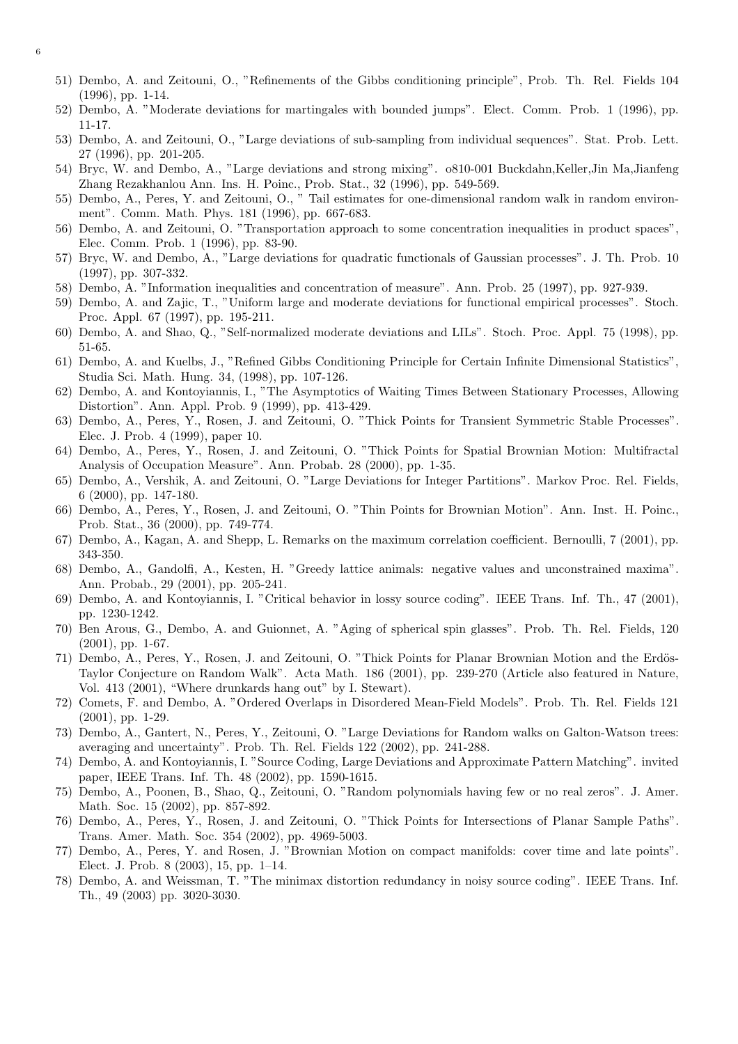51) Dembo, A. and Zeitouni, O., "Refinements of the Gibbs conditioning principle", Prob. Th. Rel. Fields 104 (1996), pp. 1-14.
52) Dembo, A. "Moderate deviations for martingales with bounded jumps". Elect. Comm. Prob. 1 (1996), pp. 11-17.
53) Dembo, A. and Zeitouni, O., "Large deviations of sub-sampling from individual sequences". Stat. Prob. Lett. 27 (1996), pp. 201-205.
54) Bryc, W. and Dembo, A., "Large deviations and strong mixing". o810-001 Buckdahn,Keller,Jin Ma,Jianfeng Zhang Rezakhanlou Ann. Ins. H. Poinc., Prob. Stat., 32 (1996), pp. 549-569.
55) Dembo, A., Peres, Y. and Zeitouni, O., " Tail estimates for one-dimensional random walk in random environment". Comm. Math. Phys. 181 (1996), pp. 667-683.
56) Dembo, A. and Zeitouni, O. "Transportation approach to some concentration inequalities in product spaces", Elec. Comm. Prob. 1 (1996), pp. 83-90.
57) Bryc, W. and Dembo, A., "Large deviations for quadratic functionals of Gaussian processes". J. Th. Prob. 10 (1997), pp. 307-332.
58) Dembo, A. "Information inequalities and concentration of measure". Ann. Prob. 25 (1997), pp. 927-939.
59) Dembo, A. and Zajic, T., "Uniform large and moderate deviations for functional empirical processes". Stoch. Proc. Appl. 67 (1997), pp. 195-211.
60) Dembo, A. and Shao, Q., "Self-normalized moderate deviations and LILs". Stoch. Proc. Appl. 75 (1998), pp. 51-65.
61) Dembo, A. and Kuelbs, J., "Refined Gibbs Conditioning Principle for Certain Infinite Dimensional Statistics", Studia Sci. Math. Hung. 34, (1998), pp. 107-126.
62) Dembo, A. and Kontoyiannis, I., "The Asymptotics of Waiting Times Between Stationary Processes, Allowing Distortion". Ann. Appl. Prob. 9 (1999), pp. 413-429.
63) Dembo, A., Peres, Y., Rosen, J. and Zeitouni, O. "Thick Points for Transient Symmetric Stable Processes". Elec. J. Prob. 4 (1999), paper 10.
64) Dembo, A., Peres, Y., Rosen, J. and Zeitouni, O. "Thick Points for Spatial Brownian Motion: Multifractal Analysis of Occupation Measure". Ann. Probab. 28 (2000), pp. 1-35.
65) Dembo, A., Vershik, A. and Zeitouni, O. "Large Deviations for Integer Partitions". Markov Proc. Rel. Fields, 6 (2000), pp. 147-180.
66) Dembo, A., Peres, Y., Rosen, J. and Zeitouni, O. "Thin Points for Brownian Motion". Ann. Inst. H. Poinc., Prob. Stat., 36 (2000), pp. 749-774.
67) Dembo, A., Kagan, A. and Shepp, L. Remarks on the maximum correlation coefficient. Bernoulli, 7 (2001), pp. 343-350.
68) Dembo, A., Gandolfi, A., Kesten, H. "Greedy lattice animals: negative values and unconstrained maxima". Ann. Probab., 29 (2001), pp. 205-241.
69) Dembo, A. and Kontoyiannis, I. "Critical behavior in lossy source coding". IEEE Trans. Inf. Th., 47 (2001), pp. 1230-1242.
70) Ben Arous, G., Dembo, A. and Guionnet, A. "Aging of spherical spin glasses". Prob. Th. Rel. Fields, 120 (2001), pp. 1-67.
71) Dembo, A., Peres, Y., Rosen, J. and Zeitouni, O. "Thick Points for Planar Brownian Motion and the Erdös-Taylor Conjecture on Random Walk". Acta Math. 186 (2001), pp. 239-270 (Article also featured in Nature, Vol. 413 (2001), "Where drunkards hang out" by I. Stewart).
72) Comets, F. and Dembo, A. "Ordered Overlaps in Disordered Mean-Field Models". Prob. Th. Rel. Fields 121 (2001), pp. 1-29.
73) Dembo, A., Gantert, N., Peres, Y., Zeitouni, O. "Large Deviations for Random walks on Galton-Watson trees: averaging and uncertainty". Prob. Th. Rel. Fields 122 (2002), pp. 241-288.
74) Dembo, A. and Kontoyiannis, I. "Source Coding, Large Deviations and Approximate Pattern Matching". invited paper, IEEE Trans. Inf. Th. 48 (2002), pp. 1590-1615.
75) Dembo, A., Poonen, B., Shao, Q., Zeitouni, O. "Random polynomials having few or no real zeros". J. Amer. Math. Soc. 15 (2002), pp. 857-892.
76) Dembo, A., Peres, Y., Rosen, J. and Zeitouni, O. "Thick Points for Intersections of Planar Sample Paths". Trans. Amer. Math. Soc. 354 (2002), pp. 4969-5003.
77) Dembo, A., Peres, Y. and Rosen, J. "Brownian Motion on compact manifolds: cover time and late points". Elect. J. Prob. 8 (2003), 15, pp. 1–14.
78) Dembo, A. and Weissman, T. "The minimax distortion redundancy in noisy source coding". IEEE Trans. Inf. Th., 49 (2003) pp. 3020-3030.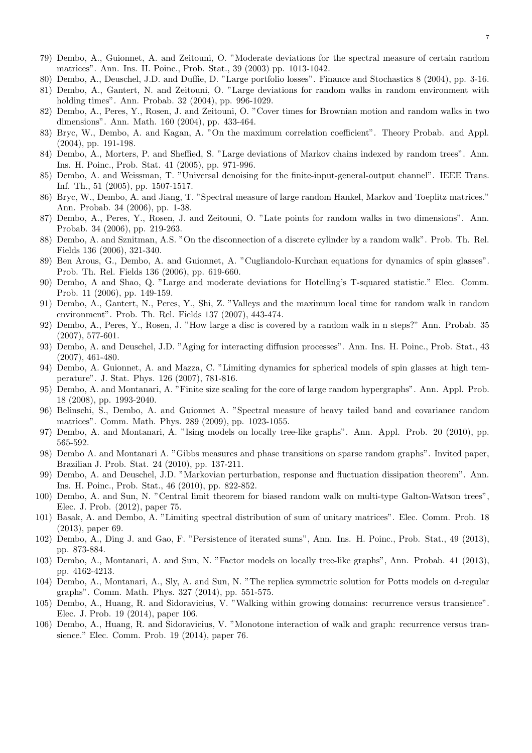79) Dembo, A., Guionnet, A. and Zeitouni, O. "Moderate deviations for the spectral measure of certain random matrices". Ann. Ins. H. Poinc., Prob. Stat., 39 (2003) pp. 1013-1042.
80) Dembo, A., Deuschel, J.D. and Duffie, D. "Large portfolio losses". Finance and Stochastics 8 (2004), pp. 3-16.
81) Dembo, A., Gantert, N. and Zeitouni, O. "Large deviations for random walks in random environment with holding times". Ann. Probab. 32 (2004), pp. 996-1029.
82) Dembo, A., Peres, Y., Rosen, J. and Zeitouni, O. "Cover times for Brownian motion and random walks in two dimensions". Ann. Math. 160 (2004), pp. 433-464.
83) Bryc, W., Dembo, A. and Kagan, A. "On the maximum correlation coefficient". Theory Probab. and Appl. (2004), pp. 191-198.
84) Dembo, A., Morters, P. and Sheffied, S. "Large deviations of Markov chains indexed by random trees". Ann. Ins. H. Poinc., Prob. Stat. 41 (2005), pp. 971-996.
85) Dembo, A. and Weissman, T. "Universal denoising for the finite-input-general-output channel". IEEE Trans. Inf. Th., 51 (2005), pp. 1507-1517.
86) Bryc, W., Dembo, A. and Jiang, T. "Spectral measure of large random Hankel, Markov and Toeplitz matrices." Ann. Probab. 34 (2006), pp. 1-38.
87) Dembo, A., Peres, Y., Rosen, J. and Zeitouni, O. "Late points for random walks in two dimensions". Ann. Probab. 34 (2006), pp. 219-263.
88) Dembo, A. and Sznitman, A.S. "On the disconnection of a discrete cylinder by a random walk". Prob. Th. Rel. Fields 136 (2006), 321-340.
89) Ben Arous, G., Dembo, A. and Guionnet, A. "Cugliandolo-Kurchan equations for dynamics of spin glasses". Prob. Th. Rel. Fields 136 (2006), pp. 619-660.
90) Dembo, A and Shao, Q. "Large and moderate deviations for Hotelling's T-squared statistic." Elec. Comm. Prob. 11 (2006), pp. 149-159.
91) Dembo, A., Gantert, N., Peres, Y., Shi, Z. "Valleys and the maximum local time for random walk in random environment". Prob. Th. Rel. Fields 137 (2007), 443-474.
92) Dembo, A., Peres, Y., Rosen, J. "How large a disc is covered by a random walk in n steps?" Ann. Probab. 35 (2007), 577-601.
93) Dembo, A. and Deuschel, J.D. "Aging for interacting diffusion processes". Ann. Ins. H. Poinc., Prob. Stat., 43 (2007), 461-480.
94) Dembo, A. Guionnet, A. and Mazza, C. "Limiting dynamics for spherical models of spin glasses at high temperature". J. Stat. Phys. 126 (2007), 781-816.
95) Dembo, A. and Montanari, A. "Finite size scaling for the core of large random hypergraphs". Ann. Appl. Prob. 18 (2008), pp. 1993-2040.
96) Belinschi, S., Dembo, A. and Guionnet A. "Spectral measure of heavy tailed band and covariance random matrices". Comm. Math. Phys. 289 (2009), pp. 1023-1055.
97) Dembo, A. and Montanari, A. "Ising models on locally tree-like graphs". Ann. Appl. Prob. 20 (2010), pp. 565-592.
98) Dembo A. and Montanari A. "Gibbs measures and phase transitions on sparse random graphs". Invited paper, Brazilian J. Prob. Stat. 24 (2010), pp. 137-211.
99) Dembo, A. and Deuschel, J.D. "Markovian perturbation, response and fluctuation dissipation theorem". Ann. Ins. H. Poinc., Prob. Stat., 46 (2010), pp. 822-852.
100) Dembo, A. and Sun, N. "Central limit theorem for biased random walk on multi-type Galton-Watson trees", Elec. J. Prob. (2012), paper 75.
101) Basak, A. and Dembo, A. "Limiting spectral distribution of sum of unitary matrices". Elec. Comm. Prob. 18 (2013), paper 69.
102) Dembo, A., Ding J. and Gao, F. "Persistence of iterated sums", Ann. Ins. H. Poinc., Prob. Stat., 49 (2013), pp. 873-884.
103) Dembo, A., Montanari, A. and Sun, N. "Factor models on locally tree-like graphs", Ann. Probab. 41 (2013), pp. 4162-4213.
104) Dembo, A., Montanari, A., Sly, A. and Sun, N. "The replica symmetric solution for Potts models on d-regular graphs". Comm. Math. Phys. 327 (2014), pp. 551-575.
105) Dembo, A., Huang, R. and Sidoravicius, V. "Walking within growing domains: recurrence versus transience". Elec. J. Prob. 19 (2014), paper 106.
106) Dembo, A., Huang, R. and Sidoravicius, V. "Monotone interaction of walk and graph: recurrence versus transience." Elec. Comm. Prob. 19 (2014), paper 76.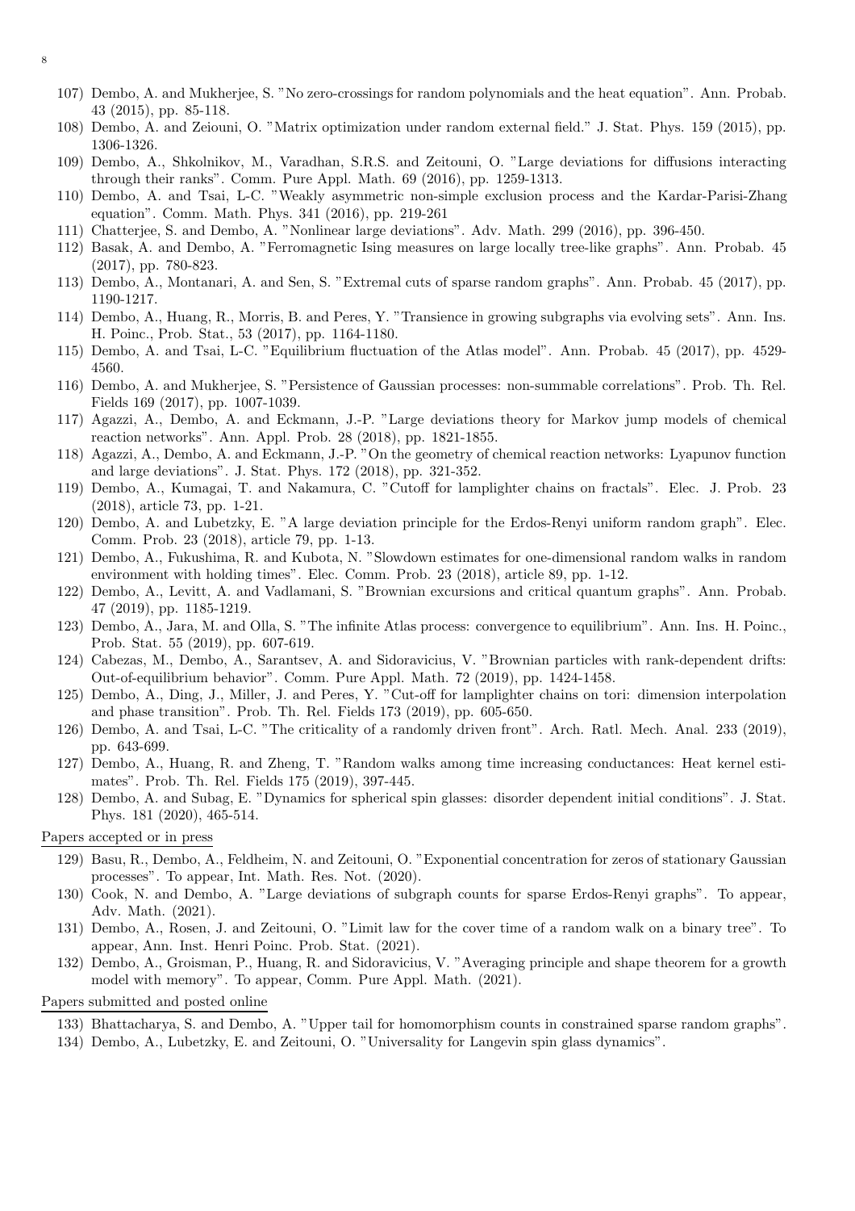107) Dembo, A. and Mukherjee, S. "No zero-crossings for random polynomials and the heat equation". Ann. Probab. 43 (2015), pp. 85-118.
108) Dembo, A. and Zeiouni, O. "Matrix optimization under random external field." J. Stat. Phys. 159 (2015), pp. 1306-1326.
109) Dembo, A., Shkolnikov, M., Varadhan, S.R.S. and Zeitouni, O. "Large deviations for diffusions interacting through their ranks". Comm. Pure Appl. Math. 69 (2016), pp. 1259-1313.
110) Dembo, A. and Tsai, L-C. "Weakly asymmetric non-simple exclusion process and the Kardar-Parisi-Zhang equation". Comm. Math. Phys. 341 (2016), pp. 219-261
111) Chatterjee, S. and Dembo, A. "Nonlinear large deviations". Adv. Math. 299 (2016), pp. 396-450.
112) Basak, A. and Dembo, A. "Ferromagnetic Ising measures on large locally tree-like graphs". Ann. Probab. 45 (2017), pp. 780-823.
113) Dembo, A., Montanari, A. and Sen, S. "Extremal cuts of sparse random graphs". Ann. Probab. 45 (2017), pp. 1190-1217.
114) Dembo, A., Huang, R., Morris, B. and Peres, Y. "Transience in growing subgraphs via evolving sets". Ann. Ins. H. Poinc., Prob. Stat., 53 (2017), pp. 1164-1180.
115) Dembo, A. and Tsai, L-C. "Equilibrium fluctuation of the Atlas model". Ann. Probab. 45 (2017), pp. 4529-4560.
116) Dembo, A. and Mukherjee, S. "Persistence of Gaussian processes: non-summable correlations". Prob. Th. Rel. Fields 169 (2017), pp. 1007-1039.
117) Agazzi, A., Dembo, A. and Eckmann, J.-P. "Large deviations theory for Markov jump models of chemical reaction networks". Ann. Appl. Prob. 28 (2018), pp. 1821-1855.
118) Agazzi, A., Dembo, A. and Eckmann, J.-P. "On the geometry of chemical reaction networks: Lyapunov function and large deviations". J. Stat. Phys. 172 (2018), pp. 321-352.
119) Dembo, A., Kumagai, T. and Nakamura, C. "Cutoff for lamplighter chains on fractals". Elec. J. Prob. 23 (2018), article 73, pp. 1-21.
120) Dembo, A. and Lubetzky, E. "A large deviation principle for the Erdos-Renyi uniform random graph". Elec. Comm. Prob. 23 (2018), article 79, pp. 1-13.
121) Dembo, A., Fukushima, R. and Kubota, N. "Slowdown estimates for one-dimensional random walks in random environment with holding times". Elec. Comm. Prob. 23 (2018), article 89, pp. 1-12.
122) Dembo, A., Levitt, A. and Vadlamani, S. "Brownian excursions and critical quantum graphs". Ann. Probab. 47 (2019), pp. 1185-1219.
123) Dembo, A., Jara, M. and Olla, S. "The infinite Atlas process: convergence to equilibrium". Ann. Ins. H. Poinc., Prob. Stat. 55 (2019), pp. 607-619.
124) Cabezas, M., Dembo, A., Sarantsev, A. and Sidoravicius, V. "Brownian particles with rank-dependent drifts: Out-of-equilibrium behavior". Comm. Pure Appl. Math. 72 (2019), pp. 1424-1458.
125) Dembo, A., Ding, J., Miller, J. and Peres, Y. "Cut-off for lamplighter chains on tori: dimension interpolation and phase transition". Prob. Th. Rel. Fields 173 (2019), pp. 605-650.
126) Dembo, A. and Tsai, L-C. "The criticality of a randomly driven front". Arch. Ratl. Mech. Anal. 233 (2019), pp. 643-699.
127) Dembo, A., Huang, R. and Zheng, T. "Random walks among time increasing conductances: Heat kernel estimates". Prob. Th. Rel. Fields 175 (2019), 397-445.
128) Dembo, A. and Subag, E. "Dynamics for spherical spin glasses: disorder dependent initial conditions". J. Stat. Phys. 181 (2020), 465-514.

Papers accepted or in press

129) Basu, R., Dembo, A., Feldheim, N. and Zeitouni, O. "Exponential concentration for zeros of stationary Gaussian processes". To appear, Int. Math. Res. Not. (2020).
130) Cook, N. and Dembo, A. "Large deviations of subgraph counts for sparse Erdos-Renyi graphs". To appear, Adv. Math. (2021).
131) Dembo, A., Rosen, J. and Zeitouni, O. "Limit law for the cover time of a random walk on a binary tree". To appear, Ann. Inst. Henri Poinc. Prob. Stat. (2021).
132) Dembo, A., Groisman, P., Huang, R. and Sidoravicius, V. "Averaging principle and shape theorem for a growth model with memory". To appear, Comm. Pure Appl. Math. (2021).

Papers submitted and posted online

133) Bhattacharya, S. and Dembo, A. "Upper tail for homomorphism counts in constrained sparse random graphs".
134) Dembo, A., Lubetzky, E. and Zeitouni, O. "Universality for Langevin spin glass dynamics".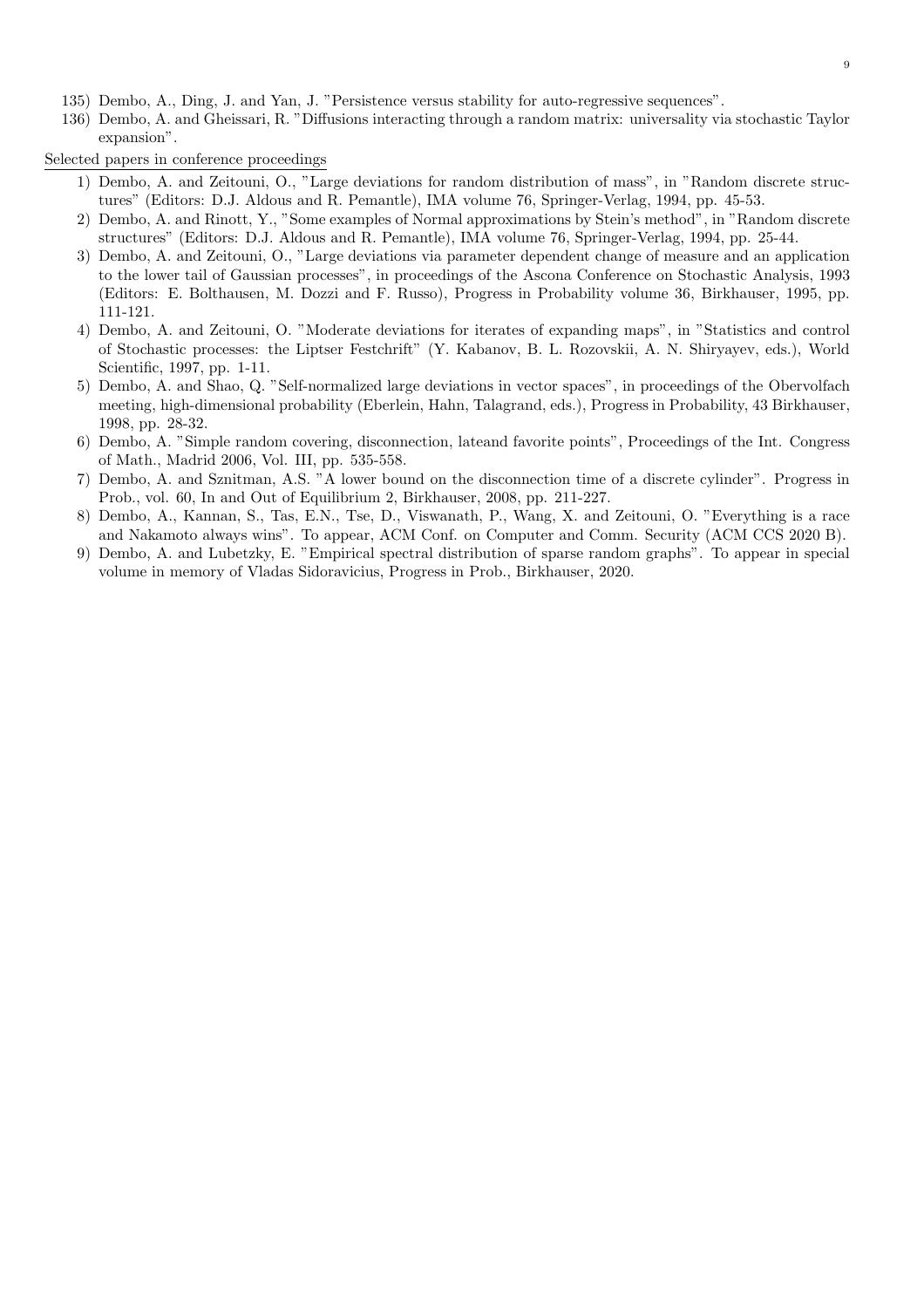135) Dembo, A., Ding, J. and Yan, J. "Persistence versus stability for auto-regressive sequences".

136) Dembo, A. and Gheissari, R. "Diffusions interacting through a random matrix: universality via stochastic Taylor expansion".

Selected papers in conference proceedings

1) Dembo, A. and Zeitouni, O., "Large deviations for random distribution of mass", in "Random discrete structures" (Editors: D.J. Aldous and R. Pemantle), IMA volume 76, Springer-Verlag, 1994, pp. 45-53.
2) Dembo, A. and Rinott, Y., "Some examples of Normal approximations by Stein's method", in "Random discrete structures" (Editors: D.J. Aldous and R. Pemantle), IMA volume 76, Springer-Verlag, 1994, pp. 25-44.
3) Dembo, A. and Zeitouni, O., "Large deviations via parameter dependent change of measure and an application to the lower tail of Gaussian processes", in proceedings of the Ascona Conference on Stochastic Analysis, 1993 (Editors: E. Bolthausen, M. Dozzi and F. Russo), Progress in Probability volume 36, Birkhauser, 1995, pp. 111-121.
4) Dembo, A. and Zeitouni, O. "Moderate deviations for iterates of expanding maps", in "Statistics and control of Stochastic processes: the Liptser Festchrift" (Y. Kabanov, B. L. Rozovskii, A. N. Shiryayev, eds.), World Scientific, 1997, pp. 1-11.
5) Dembo, A. and Shao, Q. "Self-normalized large deviations in vector spaces", in proceedings of the Obervolfach meeting, high-dimensional probability (Eberlein, Hahn, Talagrand, eds.), Progress in Probability, 43 Birkhauser, 1998, pp. 28-32.
6) Dembo, A. "Simple random covering, disconnection, lateand favorite points", Proceedings of the Int. Congress of Math., Madrid 2006, Vol. III, pp. 535-558.
7) Dembo, A. and Sznitman, A.S. "A lower bound on the disconnection time of a discrete cylinder". Progress in Prob., vol. 60, In and Out of Equilibrium 2, Birkhauser, 2008, pp. 211-227.
8) Dembo, A., Kannan, S., Tas, E.N., Tse, D., Viswanath, P., Wang, X. and Zeitouni, O. "Everything is a race and Nakamoto always wins". To appear, ACM Conf. on Computer and Comm. Security (ACM CCS 2020 B).
9) Dembo, A. and Lubetzky, E. "Empirical spectral distribution of sparse random graphs". To appear in special volume in memory of Vladas Sidoravicius, Progress in Prob., Birkhauser, 2020.